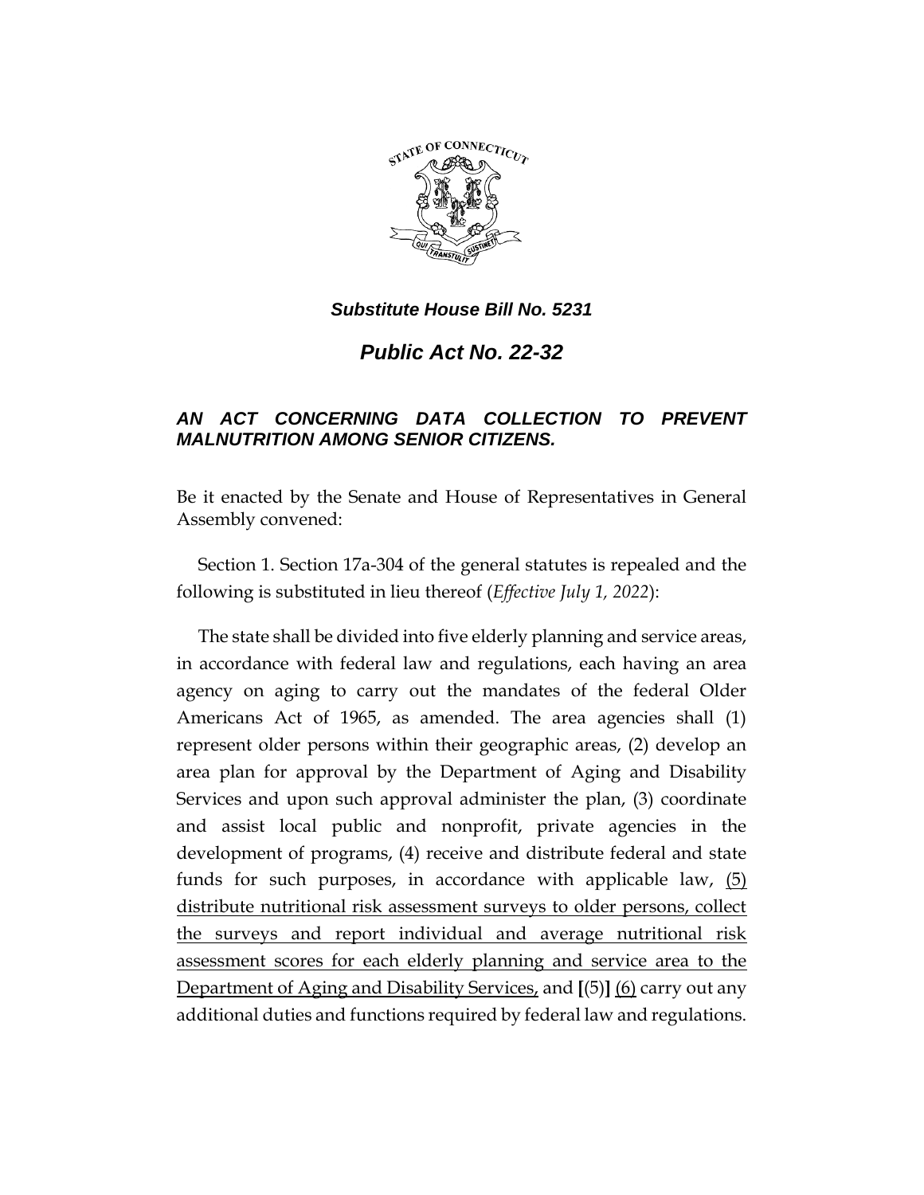***Substitute House Bill No. 5231***

# *Public Act No. 22-32*

## *AN ACT CONCERNING DATA COLLECTION TO PREVENT MALNUTRITION AMONG SENIOR CITIZENS.*

Be it enacted by the Senate and House of Representatives in General Assembly convened:

Section 1. Section 17a-304 of the general statutes is repealed and the following is substituted in lieu thereof (*Effective July 1, 2022*):

The state shall be divided into five elderly planning and service areas, in accordance with federal law and regulations, each having an area agency on aging to carry out the mandates of the federal Older Americans Act of 1965, as amended. The area agencies shall (1) represent older persons within their geographic areas, (2) develop an area plan for approval by the Department of Aging and Disability Services and upon such approval administer the plan, (3) coordinate and assist local public and nonprofit, private agencies in the development of programs, (4) receive and distribute federal and state funds for such purposes, in accordance with applicable law, <u>(5) distribute nutritional risk assessment surveys to older persons, collect the surveys and report individual and average nutritional risk assessment scores for each elderly planning and service area to the Department of Aging and Disability Services,</u> and **[**(5)**]** <u>(6)</u> carry out any additional duties and functions required by federal law and regulations.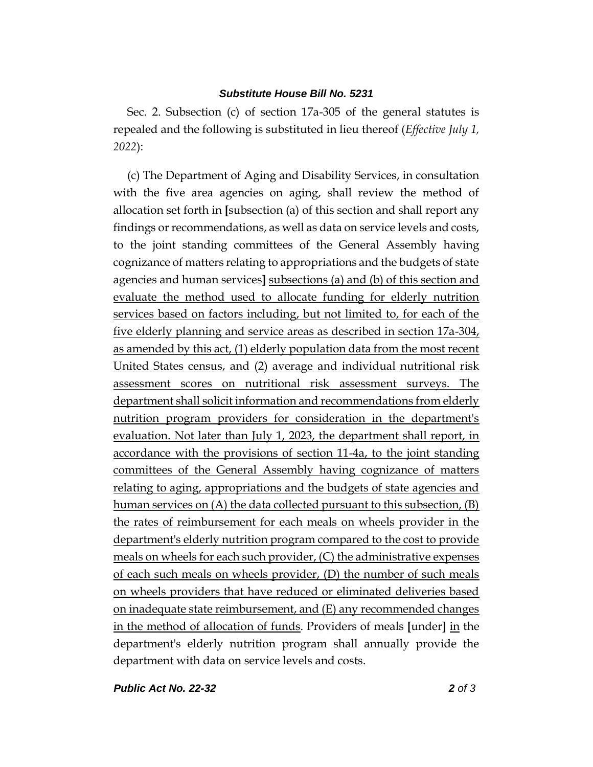Sec. 2. Subsection (c) of section 17a-305 of the general statutes is repealed and the following is substituted in lieu thereof (*Effective July 1, 2022*):

(c) The Department of Aging and Disability Services, in consultation with the five area agencies on aging, shall review the method of allocation set forth in **[**subsection (a) of this section and shall report any findings or recommendations, as well as data on service levels and costs, to the joint standing committees of the General Assembly having cognizance of matters relating to appropriations and the budgets of state agencies and human services**]** <u>subsections (a) and (b) of this section and evaluate the method used to allocate funding for elderly nutrition services based on factors including, but not limited to, for each of the five elderly planning and service areas as described in section 17a-304, as amended by this act, (1) elderly population data from the most recent United States census, and (2) average and individual nutritional risk assessment scores on nutritional risk assessment surveys. The department shall solicit information and recommendations from elderly nutrition program providers for consideration in the department's evaluation. Not later than July 1, 2023, the department shall report, in accordance with the provisions of section 11-4a, to the joint standing committees of the General Assembly having cognizance of matters relating to aging, appropriations and the budgets of state agencies and human services on (A) the data collected pursuant to this subsection, (B) the rates of reimbursement for each meals on wheels provider in the department's elderly nutrition program compared to the cost to provide meals on wheels for each such provider, (C) the administrative expenses of each such meals on wheels provider, (D) the number of such meals on wheels providers that have reduced or eliminated deliveries based on inadequate state reimbursement, and (E) any recommended changes in the method of allocation of funds</u>. Providers of meals **[**under**]** <u>in</u> the department's elderly nutrition program shall annually provide the department with data on service levels and costs.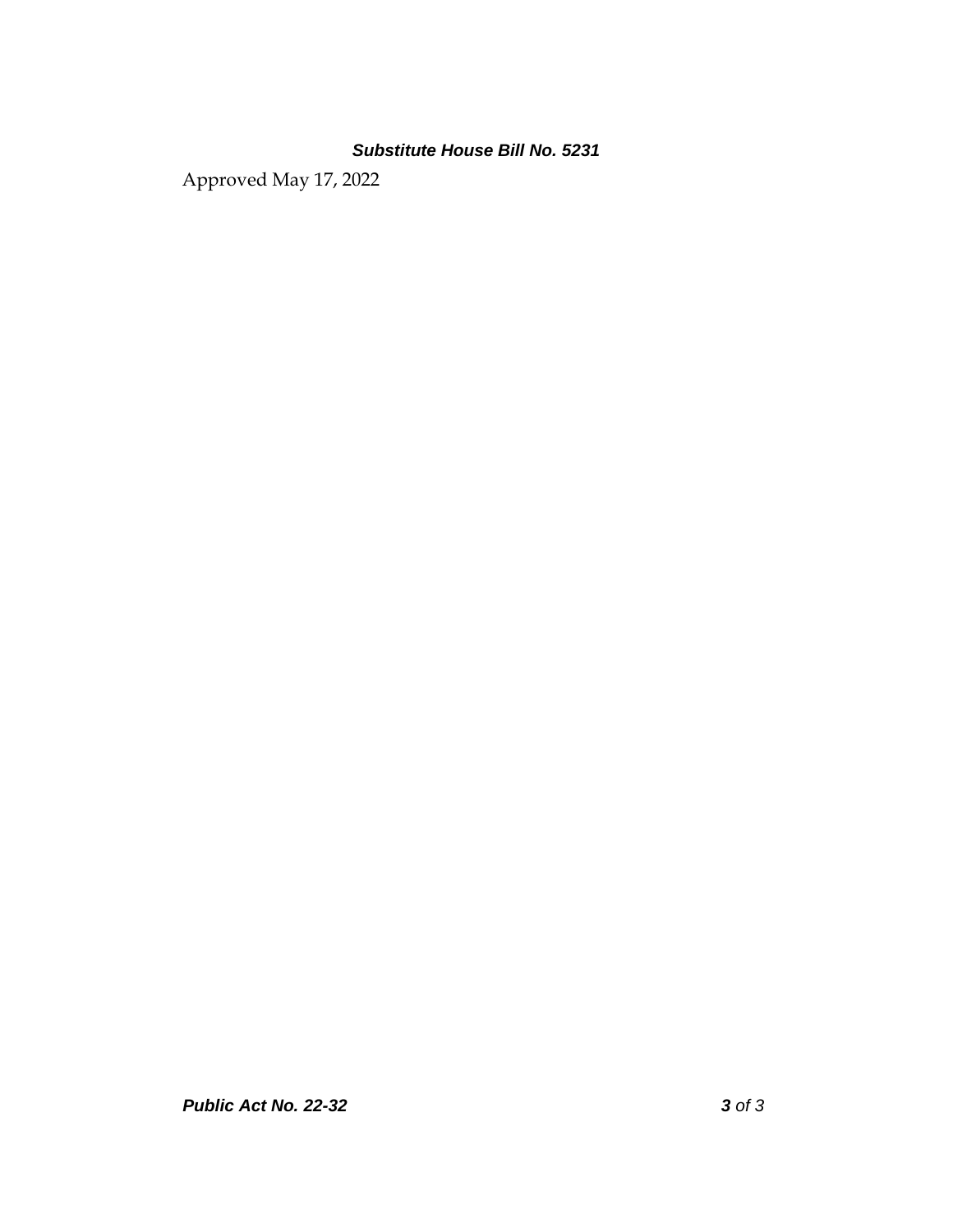Approved May 17, 2022